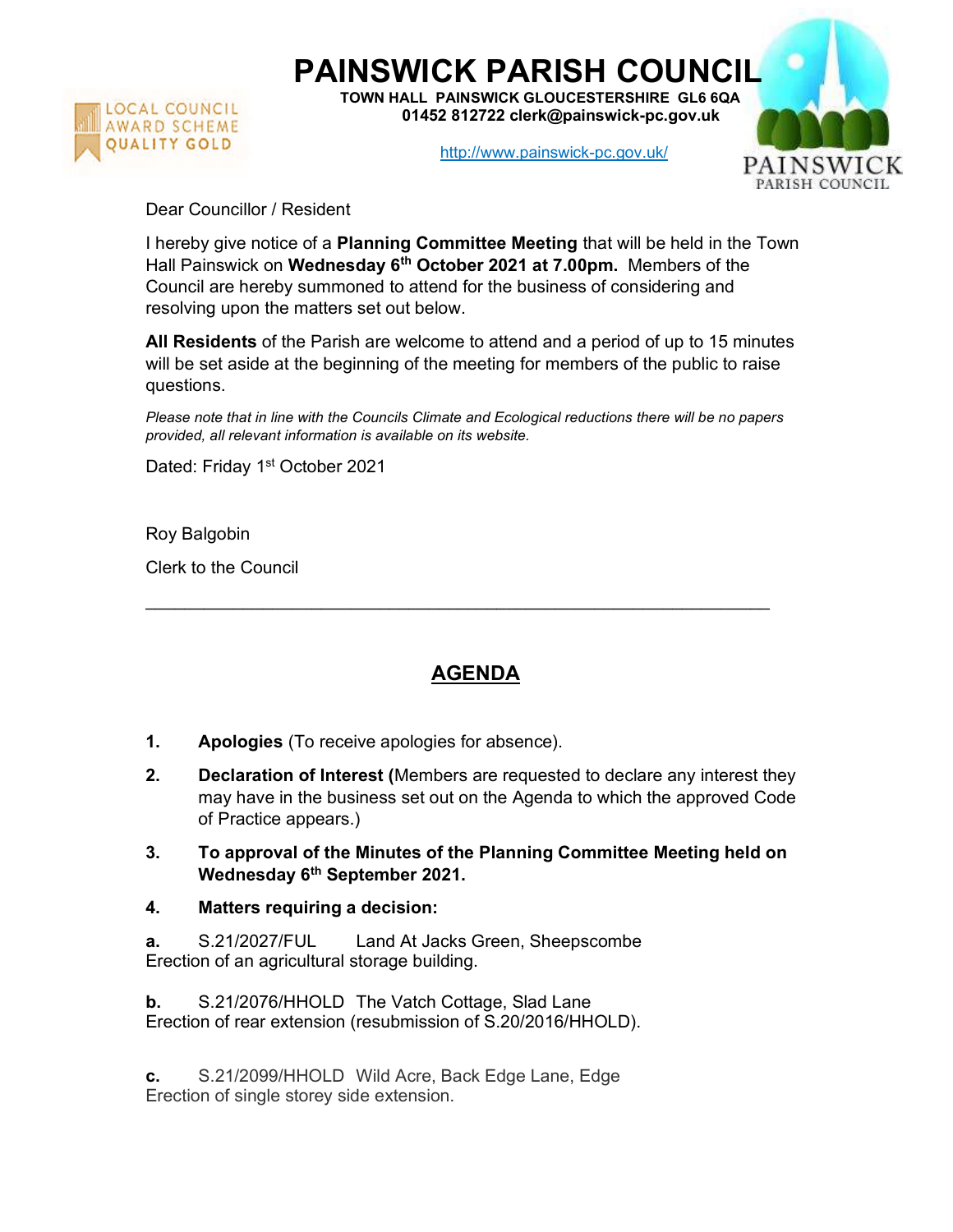# PAINSWICK PARISH COUNCIL

**TOWN HALL PAINSWICK GLOUCESTERSHIRE GL6 6QA**
**01452 812722 clerk@painswick-pc.gov.uk**

http://www.painswick-pc.gov.uk/

LOCAL COUNCIL AWARD SCHEME QUALITY GOLD

PAINSWICK PARISH COUNCIL

Dear Councillor / Resident

I hereby give notice of a **Planning Committee Meeting** that will be held in the Town Hall Painswick on **Wednesday 6th October 2021 at 7.00pm.** Members of the Council are hereby summoned to attend for the business of considering and resolving upon the matters set out below.

**All Residents** of the Parish are welcome to attend and a period of up to 15 minutes will be set aside at the beginning of the meeting for members of the public to raise questions.

*Please note that in line with the Councils Climate and Ecological reductions there will be no papers provided, all relevant information is available on its website.*

Dated: Friday 1st October 2021

Roy Balgobin

Clerk to the Council

---

## AGENDA

1. **Apologies** (To receive apologies for absence).
2. **Declaration of Interest (**Members are requested to declare any interest they may have in the business set out on the Agenda to which the approved Code of Practice appears.)
3. **To approval of the Minutes of the Planning Committee Meeting held on Wednesday 6th September 2021.**
4. **Matters requiring a decision:**

**a.** S.21/2027/FUL Land At Jacks Green, Sheepscombe
Erection of an agricultural storage building.

**b.** S.21/2076/HHOLD The Vatch Cottage, Slad Lane
Erection of rear extension (resubmission of S.20/2016/HHOLD).

**c.** S.21/2099/HHOLD Wild Acre, Back Edge Lane, Edge
Erection of single storey side extension.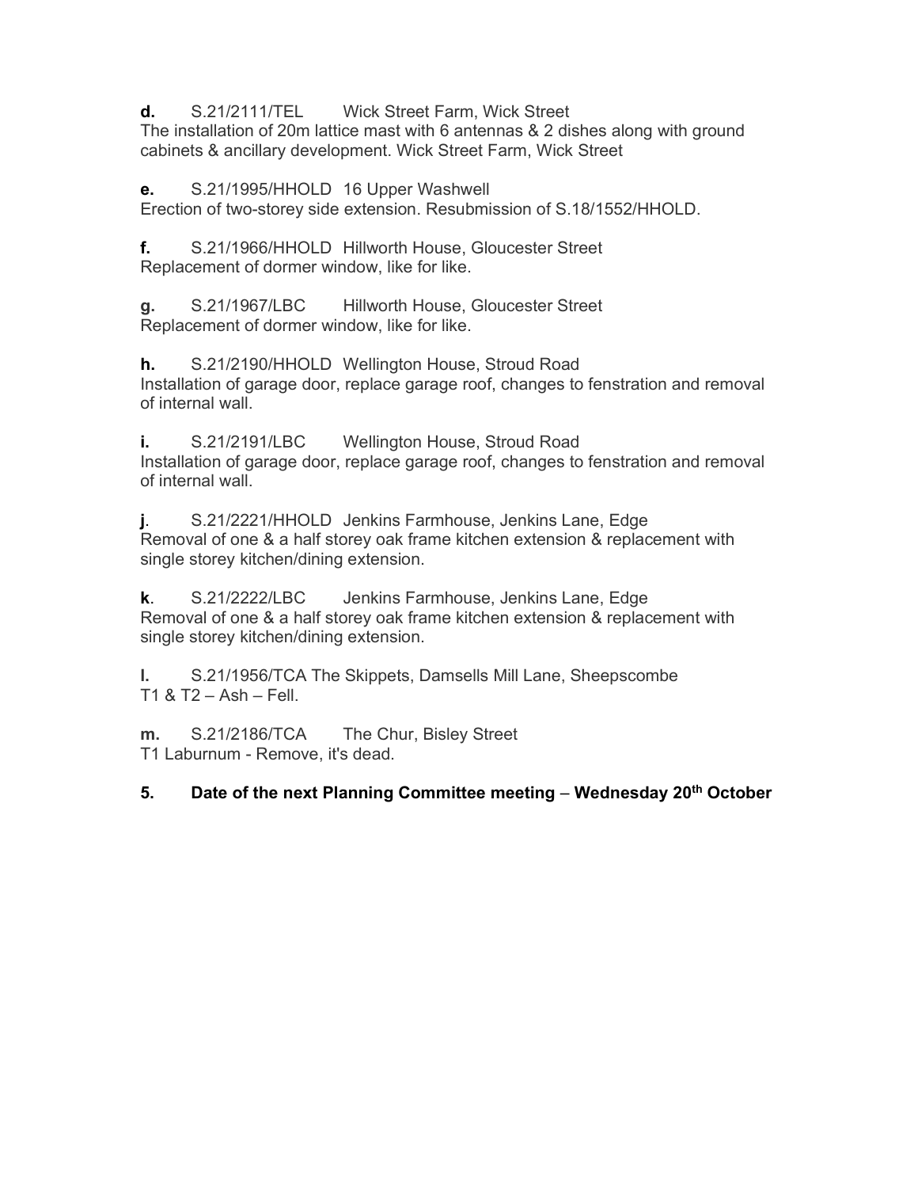**d.** S.21/2111/TEL Wick Street Farm, Wick Street
The installation of 20m lattice mast with 6 antennas & 2 dishes along with ground cabinets & ancillary development. Wick Street Farm, Wick Street

**e.** S.21/1995/HHOLD 16 Upper Washwell
Erection of two-storey side extension. Resubmission of S.18/1552/HHOLD.

**f.** S.21/1966/HHOLD Hillworth House, Gloucester Street
Replacement of dormer window, like for like.

**g.** S.21/1967/LBC Hillworth House, Gloucester Street
Replacement of dormer window, like for like.

**h.** S.21/2190/HHOLD Wellington House, Stroud Road
Installation of garage door, replace garage roof, changes to fenstration and removal of internal wall.

**i.** S.21/2191/LBC Wellington House, Stroud Road
Installation of garage door, replace garage roof, changes to fenstration and removal of internal wall.

**j**. S.21/2221/HHOLD Jenkins Farmhouse, Jenkins Lane, Edge
Removal of one & a half storey oak frame kitchen extension & replacement with single storey kitchen/dining extension.

**k**. S.21/2222/LBC Jenkins Farmhouse, Jenkins Lane, Edge
Removal of one & a half storey oak frame kitchen extension & replacement with single storey kitchen/dining extension.

**l.** S.21/1956/TCA The Skippets, Damsells Mill Lane, Sheepscombe
T1 & T2 – Ash – Fell.

**m.** S.21/2186/TCA The Chur, Bisley Street
T1 Laburnum - Remove, it's dead.

**5. Date of the next Planning Committee meeting – Wednesday 20th October**